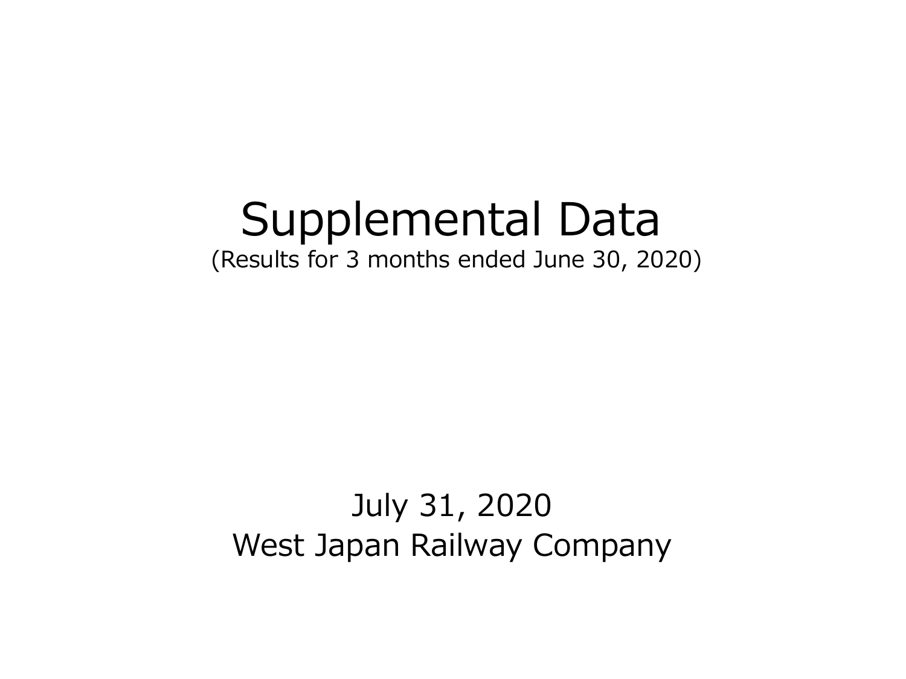# Supplemental Data

(Results for 3 months ended June 30, 2020)

July 31, 2020

West Japan Railway Company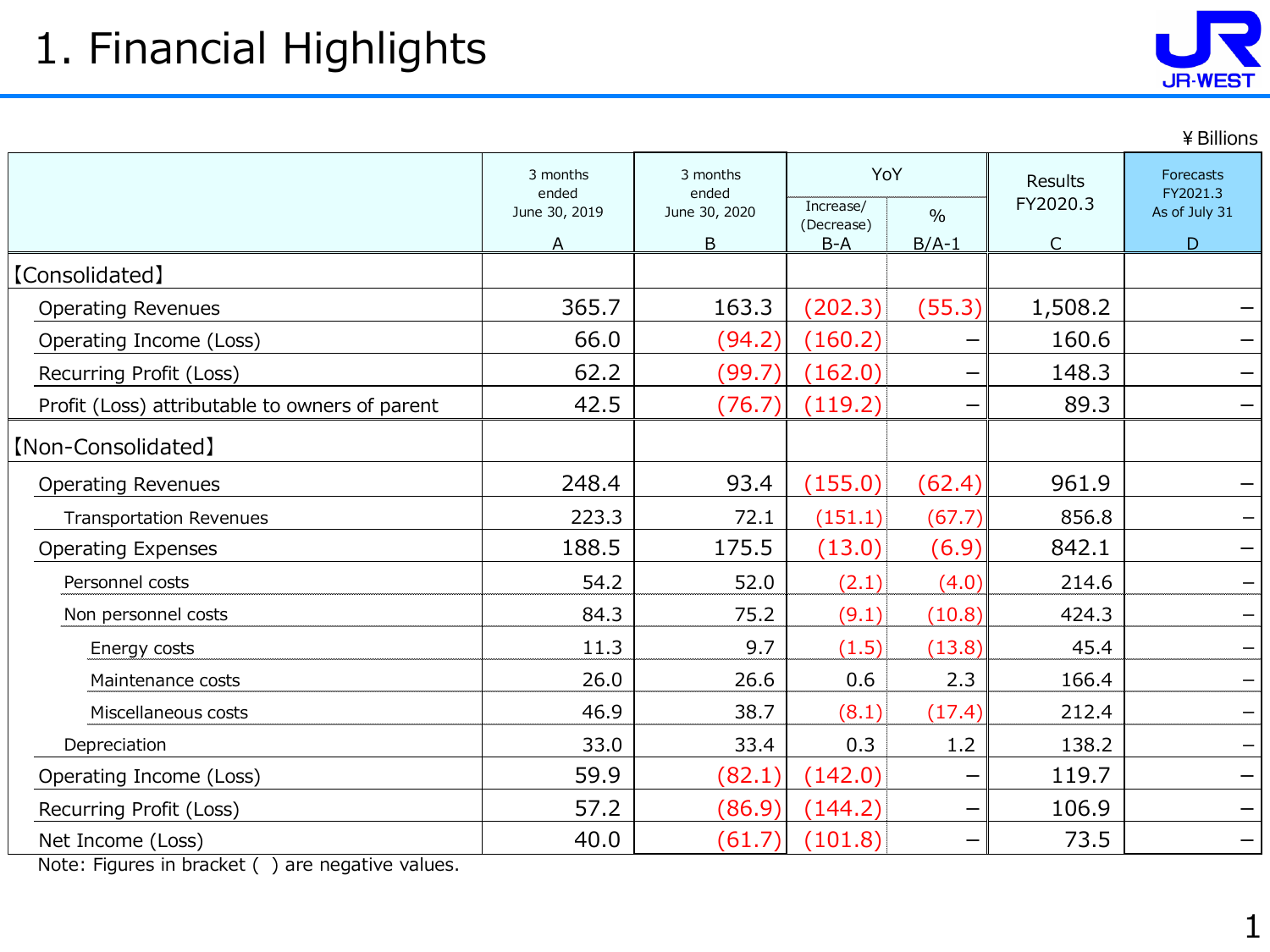# 1. Financial Highlights

¥Billions

| | 3 months ended June 30, 2019 A | 3 months ended June 30, 2020 B | YoY Increase/(Decrease) B-A | YoY % B/A-1 | Results FY2020.3 C | Forecasts FY2021.3 As of July 31 D |
|---|---|---|---|---|---|---|
| 【Consolidated】 | | | | | | |
| Operating Revenues | 365.7 | 163.3 | (202.3) | (55.3) | 1,508.2 | − |
| Operating Income (Loss) | 66.0 | (94.2) | (160.2) | − | 160.6 | − |
| Recurring Profit (Loss) | 62.2 | (99.7) | (162.0) | − | 148.3 | − |
| Profit (Loss) attributable to owners of parent | 42.5 | (76.7) | (119.2) | − | 89.3 | − |
| 【Non-Consolidated】 | | | | | | |
| Operating Revenues | 248.4 | 93.4 | (155.0) | (62.4) | 961.9 | − |
| Transportation Revenues | 223.3 | 72.1 | (151.1) | (67.7) | 856.8 | − |
| Operating Expenses | 188.5 | 175.5 | (13.0) | (6.9) | 842.1 | − |
| Personnel costs | 54.2 | 52.0 | (2.1) | (4.0) | 214.6 | − |
| Non personnel costs | 84.3 | 75.2 | (9.1) | (10.8) | 424.3 | − |
| Energy costs | 11.3 | 9.7 | (1.5) | (13.8) | 45.4 | − |
| Maintenance costs | 26.0 | 26.6 | 0.6 | 2.3 | 166.4 | − |
| Miscellaneous costs | 46.9 | 38.7 | (8.1) | (17.4) | 212.4 | − |
| Depreciation | 33.0 | 33.4 | 0.3 | 1.2 | 138.2 | − |
| Operating Income (Loss) | 59.9 | (82.1) | (142.0) | − | 119.7 | − |
| Recurring Profit (Loss) | 57.2 | (86.9) | (144.2) | − | 106.9 | − |
| Net Income (Loss) | 40.0 | (61.7) | (101.8) | − | 73.5 | − |

Note: Figures in bracket ( ) are negative values.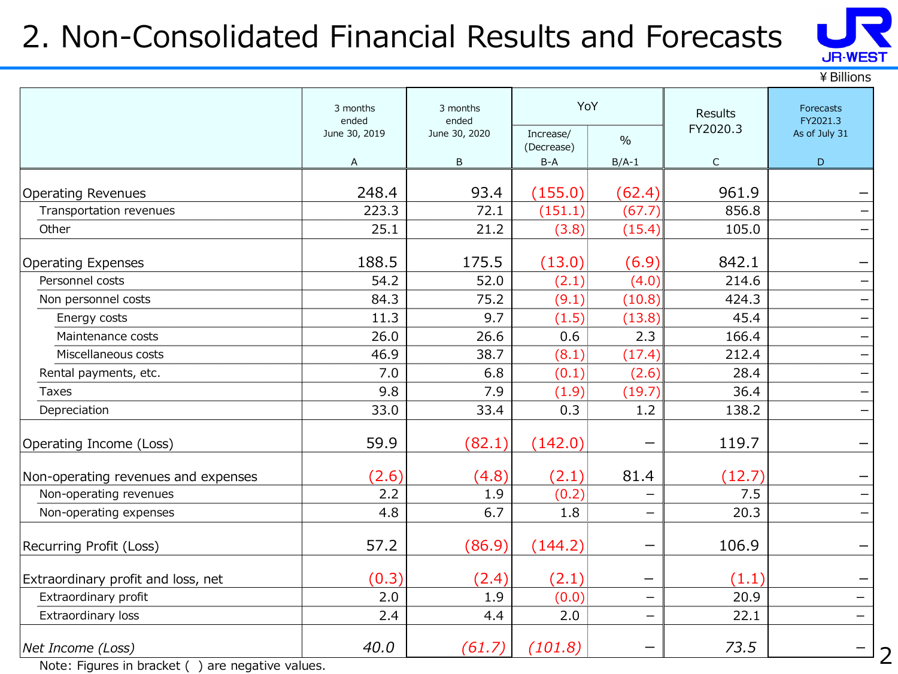# 2. Non-Consolidated Financial Results and Forecasts

¥Billions

| | 3 months ended June 30, 2019 | 3 months ended June 30, 2020 | YoY | | Results FY2020.3 | Forecasts FY2021.3 As of July 31 |
|---|---|---|---|---|---|---|
| | | | Increase/ (Decrease) | % | | |
| | A | B | B-A | B/A-1 | C | D |
| Operating Revenues | 248.4 | 93.4 | (155.0) | (62.4) | 961.9 | – |
| Transportation revenues | 223.3 | 72.1 | (151.1) | (67.7) | 856.8 | – |
| Other | 25.1 | 21.2 | (3.8) | (15.4) | 105.0 | – |
| Operating Expenses | 188.5 | 175.5 | (13.0) | (6.9) | 842.1 | – |
| Personnel costs | 54.2 | 52.0 | (2.1) | (4.0) | 214.6 | – |
| Non personnel costs | 84.3 | 75.2 | (9.1) | (10.8) | 424.3 | – |
| Energy costs | 11.3 | 9.7 | (1.5) | (13.8) | 45.4 | – |
| Maintenance costs | 26.0 | 26.6 | 0.6 | 2.3 | 166.4 | – |
| Miscellaneous costs | 46.9 | 38.7 | (8.1) | (17.4) | 212.4 | – |
| Rental payments, etc. | 7.0 | 6.8 | (0.1) | (2.6) | 28.4 | – |
| Taxes | 9.8 | 7.9 | (1.9) | (19.7) | 36.4 | – |
| Depreciation | 33.0 | 33.4 | 0.3 | 1.2 | 138.2 | – |
| Operating Income (Loss) | 59.9 | (82.1) | (142.0) | – | 119.7 | – |
| Non-operating revenues and expenses | (2.6) | (4.8) | (2.1) | 81.4 | (12.7) | – |
| Non-operating revenues | 2.2 | 1.9 | (0.2) | – | 7.5 | – |
| Non-operating expenses | 4.8 | 6.7 | 1.8 | – | 20.3 | – |
| Recurring Profit (Loss) | 57.2 | (86.9) | (144.2) | – | 106.9 | – |
| Extraordinary profit and loss, net | (0.3) | (2.4) | (2.1) | – | (1.1) | – |
| Extraordinary profit | 2.0 | 1.9 | (0.0) | – | 20.9 | – |
| Extraordinary loss | 2.4 | 4.4 | 2.0 | – | 22.1 | – |
| *Net Income (Loss)* | *40.0* | *(61.7)* | *(101.8)* | – | *73.5* | – |

Note: Figures in bracket ( ) are negative values.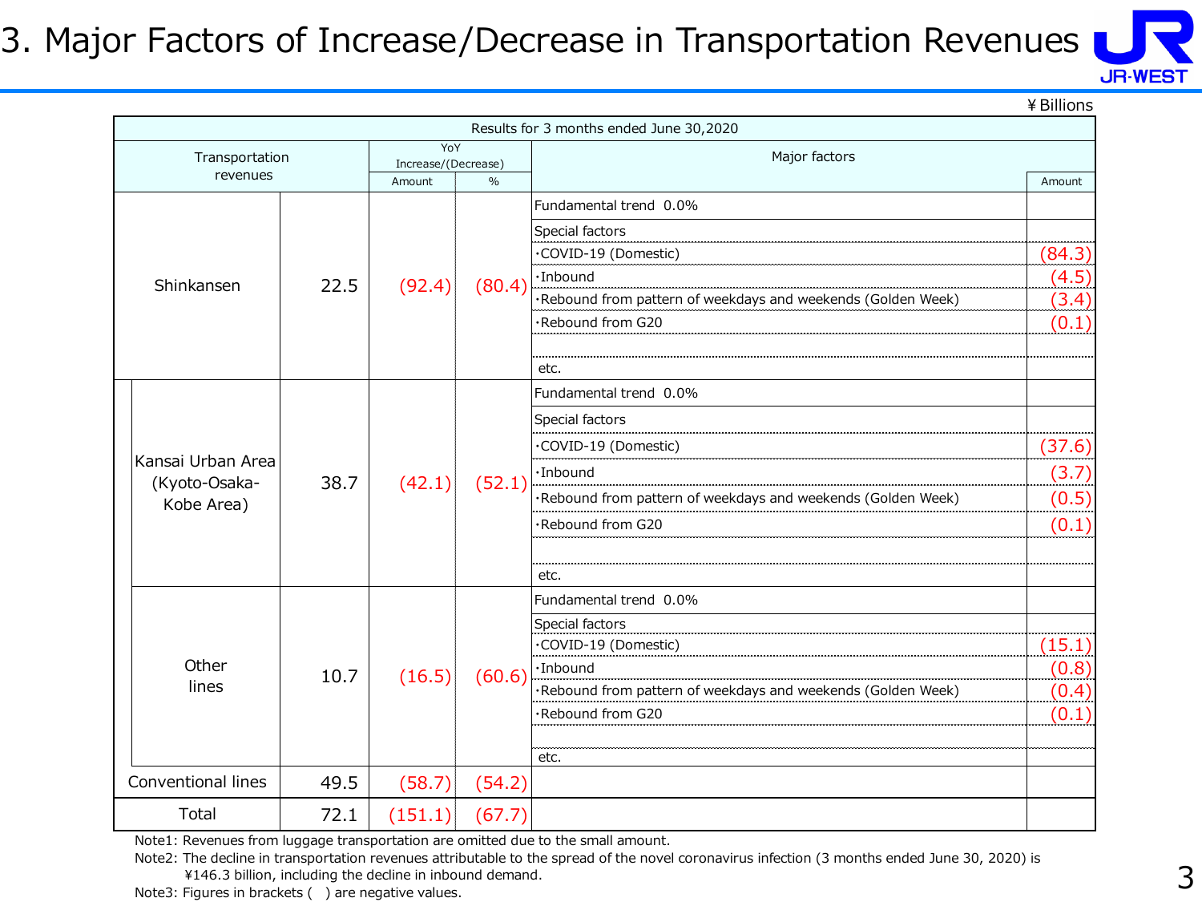# 3. Major Factors of Increase/Decrease in Transportation Revenues

¥Billions

| Results for 3 months ended June 30,2020 | | | | | |
|---|---|---|---|---|---|
| Transportation revenues | | YoY Increase/(Decrease) | | Major factors | |
| | | Amount | % | | Amount |
| Shinkansen | 22.5 | (92.4) | (80.4) | Fundamental trend 0.0% | |
| | | | | Special factors | |
| | | | | ･COVID-19 (Domestic) | (84.3) |
| | | | | ･Inbound | (4.5) |
| | | | | ･Rebound from pattern of weekdays and weekends (Golden Week) | (3.4) |
| | | | | ･Rebound from G20 | (0.1) |
| | | | | etc. | |
| Kansai Urban Area (Kyoto-Osaka-Kobe Area) | 38.7 | (42.1) | (52.1) | Fundamental trend 0.0% | |
| | | | | Special factors | |
| | | | | ･COVID-19 (Domestic) | (37.6) |
| | | | | ･Inbound | (3.7) |
| | | | | ･Rebound from pattern of weekdays and weekends (Golden Week) | (0.5) |
| | | | | ･Rebound from G20 | (0.1) |
| | | | | etc. | |
| Other lines | 10.7 | (16.5) | (60.6) | Fundamental trend 0.0% | |
| | | | | Special factors | |
| | | | | ･COVID-19 (Domestic) | (15.1) |
| | | | | ･Inbound | (0.8) |
| | | | | ･Rebound from pattern of weekdays and weekends (Golden Week) | (0.4) |
| | | | | ･Rebound from G20 | (0.1) |
| | | | | etc. | |
| Conventional lines | 49.5 | (58.7) | (54.2) | | |
| Total | 72.1 | (151.1) | (67.7) | | |

Note1: Revenues from luggage transportation are omitted due to the small amount.

Note2: The decline in transportation revenues attributable to the spread of the novel coronavirus infection (3 months ended June 30, 2020) is ¥146.3 billion, including the decline in inbound demand.

Note3: Figures in brackets ( ) are negative values.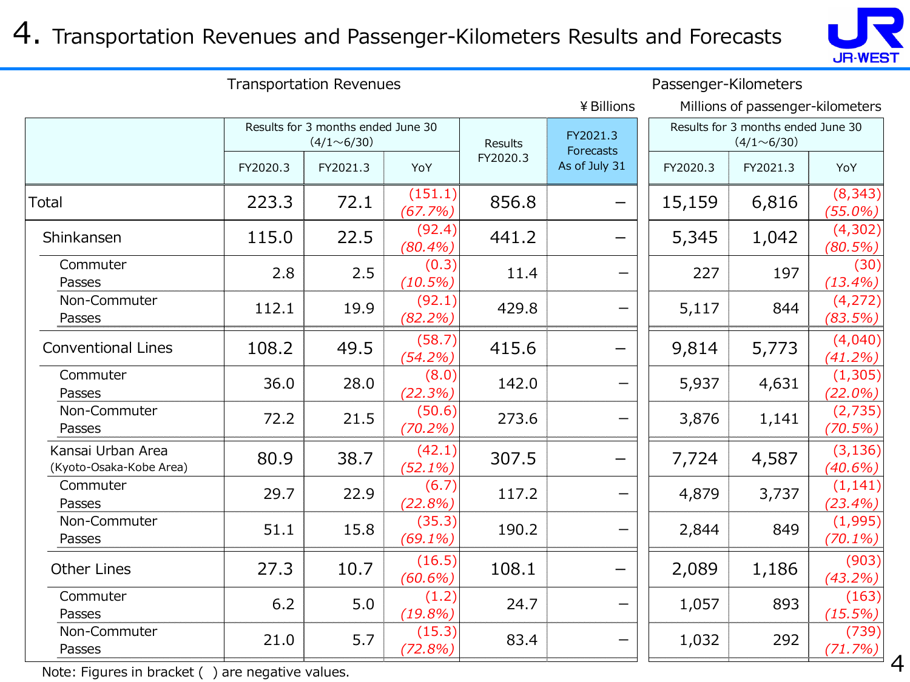# 4. Transportation Revenues and Passenger-Kilometers Results and Forecasts

Transportation Revenues (¥Billions) / Passenger-Kilometers (Millions of passenger-kilometers)

| | Transportation Revenues: Results for 3 months ended June 30 (4/1～6/30) | | | Results FY2020.3 | FY2021.3 Forecasts As of July 31 | Passenger-Kilometers: Results for 3 months ended June 30 (4/1～6/30) | | |
|---|---|---|---|---|---|---|---|---|
| | FY2020.3 | FY2021.3 | YoY | | | FY2020.3 | FY2021.3 | YoY |
| Total | 223.3 | 72.1 | (151.1) (67.7%) | 856.8 | – | 15,159 | 6,816 | (8,343) (55.0%) |
| Shinkansen | 115.0 | 22.5 | (92.4) (80.4%) | 441.2 | – | 5,345 | 1,042 | (4,302) (80.5%) |
| Commuter Passes | 2.8 | 2.5 | (0.3) (10.5%) | 11.4 | – | 227 | 197 | (30) (13.4%) |
| Non-Commuter Passes | 112.1 | 19.9 | (92.1) (82.2%) | 429.8 | – | 5,117 | 844 | (4,272) (83.5%) |
| Conventional Lines | 108.2 | 49.5 | (58.7) (54.2%) | 415.6 | – | 9,814 | 5,773 | (4,040) (41.2%) |
| Commuter Passes | 36.0 | 28.0 | (8.0) (22.3%) | 142.0 | – | 5,937 | 4,631 | (1,305) (22.0%) |
| Non-Commuter Passes | 72.2 | 21.5 | (50.6) (70.2%) | 273.6 | – | 3,876 | 1,141 | (2,735) (70.5%) |
| Kansai Urban Area (Kyoto-Osaka-Kobe Area) | 80.9 | 38.7 | (42.1) (52.1%) | 307.5 | – | 7,724 | 4,587 | (3,136) (40.6%) |
| Commuter Passes | 29.7 | 22.9 | (6.7) (22.8%) | 117.2 | – | 4,879 | 3,737 | (1,141) (23.4%) |
| Non-Commuter Passes | 51.1 | 15.8 | (35.3) (69.1%) | 190.2 | – | 2,844 | 849 | (1,995) (70.1%) |
| Other Lines | 27.3 | 10.7 | (16.5) (60.6%) | 108.1 | – | 2,089 | 1,186 | (903) (43.2%) |
| Commuter Passes | 6.2 | 5.0 | (1.2) (19.8%) | 24.7 | – | 1,057 | 893 | (163) (15.5%) |
| Non-Commuter Passes | 21.0 | 5.7 | (15.3) (72.8%) | 83.4 | – | 1,032 | 292 | (739) (71.7%) |

Note: Figures in bracket ( ) are negative values.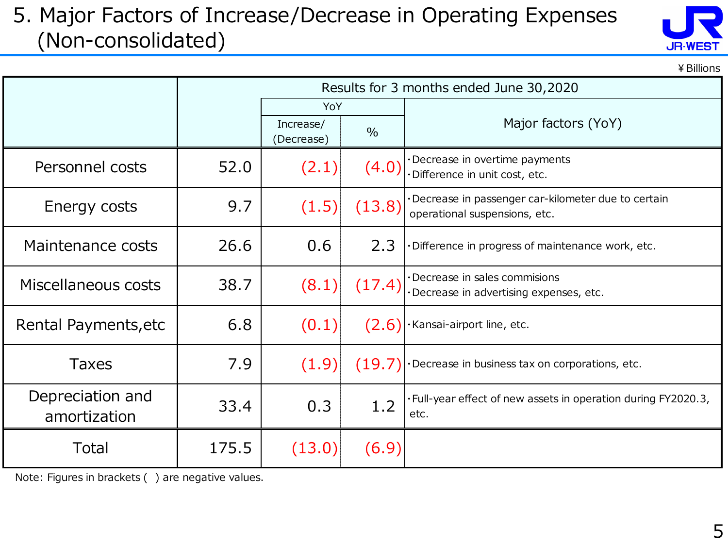# 5. Major Factors of Increase/Decrease in Operating Expenses (Non-consolidated)

¥Billions

| | Results for 3 months ended June 30,2020 | | | |
|---|---|---|---|---|
| | | YoY | | Major factors (YoY) |
| | | Increase/ (Decrease) | % | |
| Personnel costs | 52.0 | (2.1) | (4.0) | ・Decrease in overtime payments<br>・Difference in unit cost, etc. |
| Energy costs | 9.7 | (1.5) | (13.8) | ・Decrease in passenger car-kilometer due to certain operational suspensions, etc. |
| Maintenance costs | 26.6 | 0.6 | 2.3 | ・Difference in progress of maintenance work, etc. |
| Miscellaneous costs | 38.7 | (8.1) | (17.4) | ・Decrease in sales commisions<br>・Decrease in advertising expenses, etc. |
| Rental Payments,etc | 6.8 | (0.1) | (2.6) | ・Kansai-airport line, etc. |
| Taxes | 7.9 | (1.9) | (19.7) | ・Decrease in business tax on corporations, etc. |
| Depreciation and amortization | 33.4 | 0.3 | 1.2 | ・Full-year effect of new assets in operation during FY2020.3, etc. |
| Total | 175.5 | (13.0) | (6.9) | |

Note: Figures in brackets ( ) are negative values.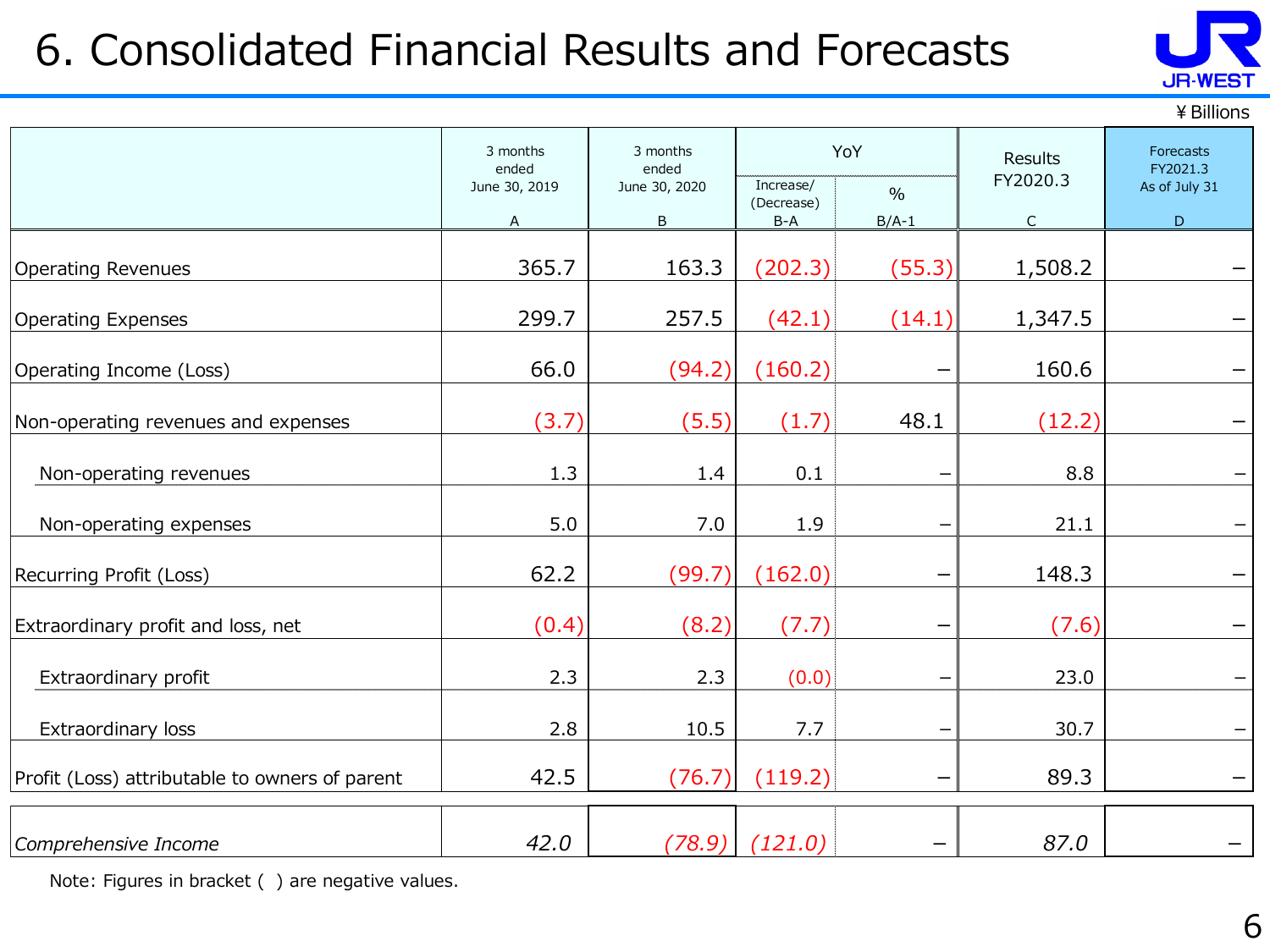# 6. Consolidated Financial Results and Forecasts

¥ Billions

| | 3 months ended June 30, 2019 | 3 months ended June 30, 2020 | YoY | | Results FY2020.3 | Forecasts FY2021.3 As of July 31 |
|---|---|---|---|---|---|---|
| | | | Increase/ (Decrease) | % | | |
| | A | B | B-A | B/A-1 | C | D |
| Operating Revenues | 365.7 | 163.3 | (202.3) | (55.3) | 1,508.2 | – |
| Operating Expenses | 299.7 | 257.5 | (42.1) | (14.1) | 1,347.5 | – |
| Operating Income (Loss) | 66.0 | (94.2) | (160.2) | – | 160.6 | – |
| Non-operating revenues and expenses | (3.7) | (5.5) | (1.7) | 48.1 | (12.2) | – |
| Non-operating revenues | 1.3 | 1.4 | 0.1 | – | 8.8 | – |
| Non-operating expenses | 5.0 | 7.0 | 1.9 | – | 21.1 | – |
| Recurring Profit (Loss) | 62.2 | (99.7) | (162.0) | – | 148.3 | – |
| Extraordinary profit and loss, net | (0.4) | (8.2) | (7.7) | – | (7.6) | – |
| Extraordinary profit | 2.3 | 2.3 | (0.0) | – | 23.0 | – |
| Extraordinary loss | 2.8 | 10.5 | 7.7 | – | 30.7 | – |
| Profit (Loss) attributable to owners of parent | 42.5 | (76.7) | (119.2) | – | 89.3 | – |
| *Comprehensive Income* | *42.0* | *(78.9)* | *(121.0)* | – | *87.0* | – |

Note: Figures in bracket ( ) are negative values.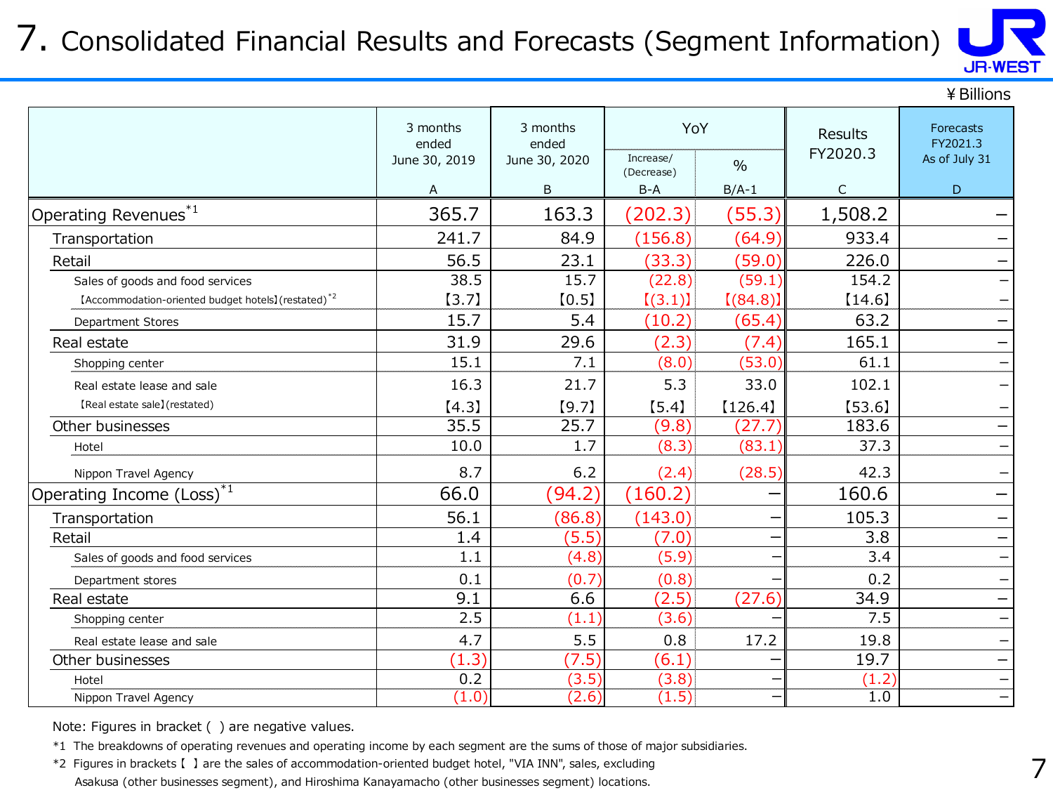# 7. Consolidated Financial Results and Forecasts (Segment Information)

¥Billions

| | 3 months ended June 30, 2019 | 3 months ended June 30, 2020 | YoY | | Results FY2020.3 | Forecasts FY2021.3 As of July 31 |
|---|---|---|---|---|---|---|
| | | | Increase/ (Decrease) | % | | |
| | A | B | B-A | B/A-1 | C | D |
| Operating Revenues[*1] | 365.7 | 163.3 | (202.3) | (55.3) | 1,508.2 | – |
| Transportation | 241.7 | 84.9 | (156.8) | (64.9) | 933.4 | – |
| Retail | 56.5 | 23.1 | (33.3) | (59.0) | 226.0 | – |
| Sales of goods and food services | 38.5 | 15.7 | (22.8) | (59.1) | 154.2 | – |
| 【Accommodation-oriented budget hotels】(restated)[*2] | 【3.7】 | 【0.5】 | 【(3.1)】 | 【(84.8)】 | 【14.6】 | – |
| Department Stores | 15.7 | 5.4 | (10.2) | (65.4) | 63.2 | – |
| Real estate | 31.9 | 29.6 | (2.3) | (7.4) | 165.1 | – |
| Shopping center | 15.1 | 7.1 | (8.0) | (53.0) | 61.1 | – |
| Real estate lease and sale | 16.3 | 21.7 | 5.3 | 33.0 | 102.1 | – |
| 【Real estate sale】(restated) | 【4.3】 | 【9.7】 | 【5.4】 | 【126.4】 | 【53.6】 | – |
| Other businesses | 35.5 | 25.7 | (9.8) | (27.7) | 183.6 | – |
| Hotel | 10.0 | 1.7 | (8.3) | (83.1) | 37.3 | – |
| Nippon Travel Agency | 8.7 | 6.2 | (2.4) | (28.5) | 42.3 | – |
| Operating Income (Loss)[*1] | 66.0 | (94.2) | (160.2) | – | 160.6 | – |
| Transportation | 56.1 | (86.8) | (143.0) | – | 105.3 | – |
| Retail | 1.4 | (5.5) | (7.0) | – | 3.8 | – |
| Sales of goods and food services | 1.1 | (4.8) | (5.9) | – | 3.4 | – |
| Department stores | 0.1 | (0.7) | (0.8) | – | 0.2 | – |
| Real estate | 9.1 | 6.6 | (2.5) | (27.6) | 34.9 | – |
| Shopping center | 2.5 | (1.1) | (3.6) | – | 7.5 | – |
| Real estate lease and sale | 4.7 | 5.5 | 0.8 | 17.2 | 19.8 | – |
| Other businesses | (1.3) | (7.5) | (6.1) | – | 19.7 | – |
| Hotel | 0.2 | (3.5) | (3.8) | – | (1.2) | – |
| Nippon Travel Agency | (1.0) | (2.6) | (1.5) | – | 1.0 | – |

Note: Figures in bracket ( ) are negative values.

*1 The breakdowns of operating revenues and operating income by each segment are the sums of those of major subsidiaries.

*2 Figures in brackets【 】are the sales of accommodation-oriented budget hotel, "VIA INN", sales, excluding Asakusa (other businesses segment), and Hiroshima Kanayamacho (other businesses segment) locations.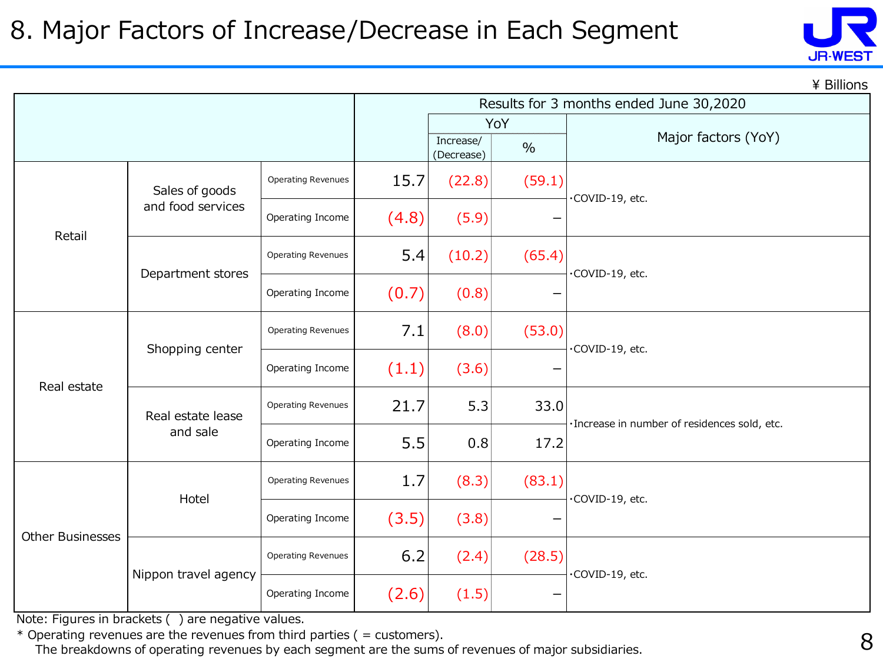# 8. Major Factors of Increase/Decrease in Each Segment

¥ Billions

| | | | Results for 3 months ended June 30,2020 | | | |
|---|---|---|---|---|---|---|
| | | | | YoY | | Major factors (YoY) |
| | | | | Increase/ (Decrease) | % | |
| Retail | Sales of goods and food services | Operating Revenues | 15.7 | (22.8) | (59.1) | ･COVID-19, etc. |
| | | Operating Income | (4.8) | (5.9) | – | |
| | Department stores | Operating Revenues | 5.4 | (10.2) | (65.4) | ･COVID-19, etc. |
| | | Operating Income | (0.7) | (0.8) | – | |
| Real estate | Shopping center | Operating Revenues | 7.1 | (8.0) | (53.0) | ･COVID-19, etc. |
| | | Operating Income | (1.1) | (3.6) | – | |
| | Real estate lease and sale | Operating Revenues | 21.7 | 5.3 | 33.0 | ･Increase in number of residences sold, etc. |
| | | Operating Income | 5.5 | 0.8 | 17.2 | |
| Other Businesses | Hotel | Operating Revenues | 1.7 | (8.3) | (83.1) | ･COVID-19, etc. |
| | | Operating Income | (3.5) | (3.8) | – | |
| | Nippon travel agency | Operating Revenues | 6.2 | (2.4) | (28.5) | ･COVID-19, etc. |
| | | Operating Income | (2.6) | (1.5) | – | |

Note: Figures in brackets ( ) are negative values.

* Operating revenues are the revenues from third parties ( = customers).
  The breakdowns of operating revenues by each segment are the sums of revenues of major subsidiaries.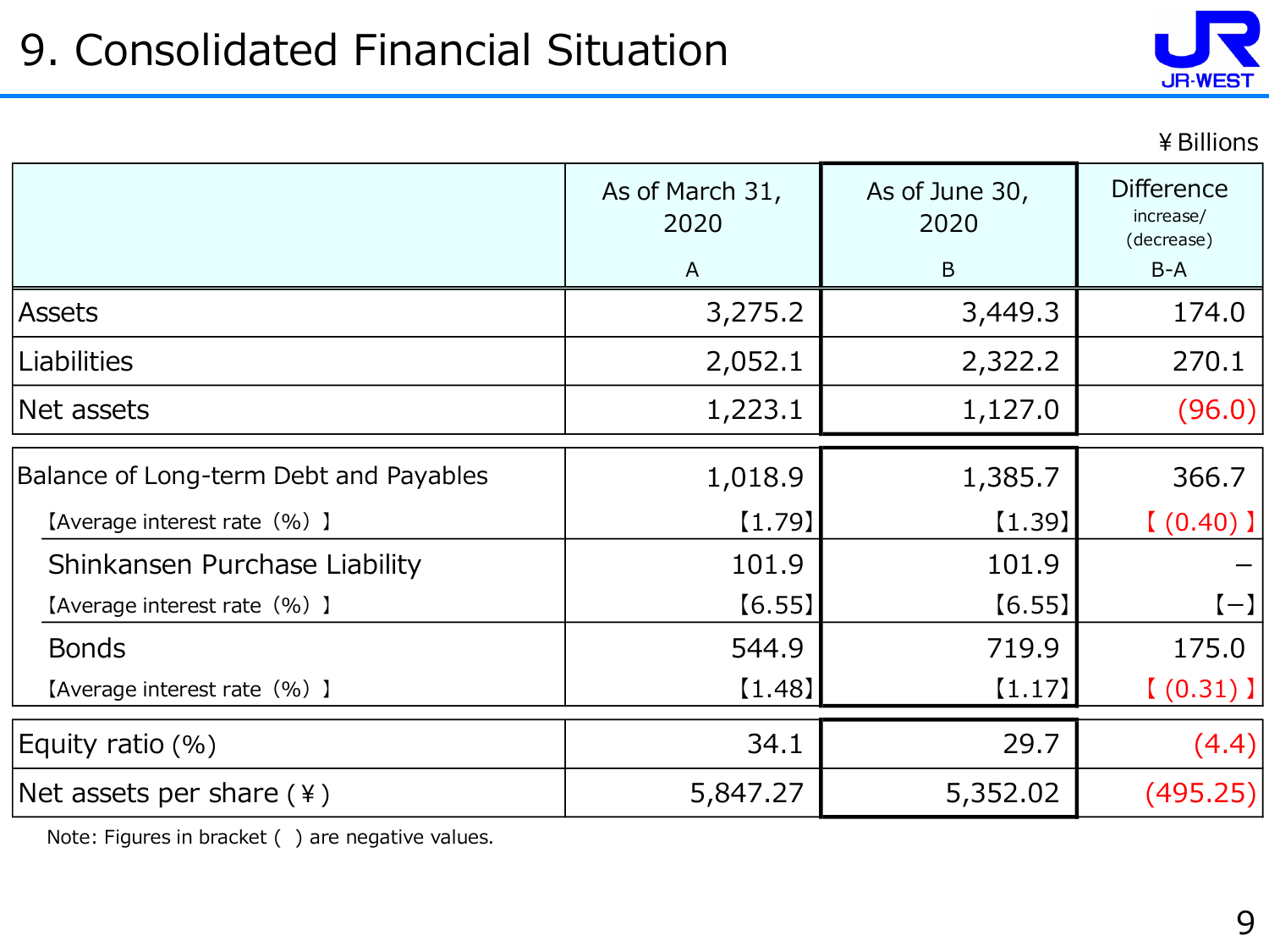# 9. Consolidated Financial Situation

¥Billions

| | As of March 31, 2020 A | As of June 30, 2020 B | Difference increase/ (decrease) B-A |
|---|---|---|---|
| Assets | 3,275.2 | 3,449.3 | 174.0 |
| Liabilities | 2,052.1 | 2,322.2 | 270.1 |
| Net assets | 1,223.1 | 1,127.0 | (96.0) |
| Balance of Long-term Debt and Payables | 1,018.9 | 1,385.7 | 366.7 |
| 【Average interest rate（%）】 | 【1.79】 | 【1.39】 | 【(0.40)】 |
| Shinkansen Purchase Liability | 101.9 | 101.9 | – |
| 【Average interest rate（%）】 | 【6.55】 | 【6.55】 | 【–】 |
| Bonds | 544.9 | 719.9 | 175.0 |
| 【Average interest rate（%）】 | 【1.48】 | 【1.17】 | 【(0.31)】 |
| Equity ratio (%) | 34.1 | 29.7 | (4.4) |
| Net assets per share (¥) | 5,847.27 | 5,352.02 | (495.25) |

Note: Figures in bracket ( ) are negative values.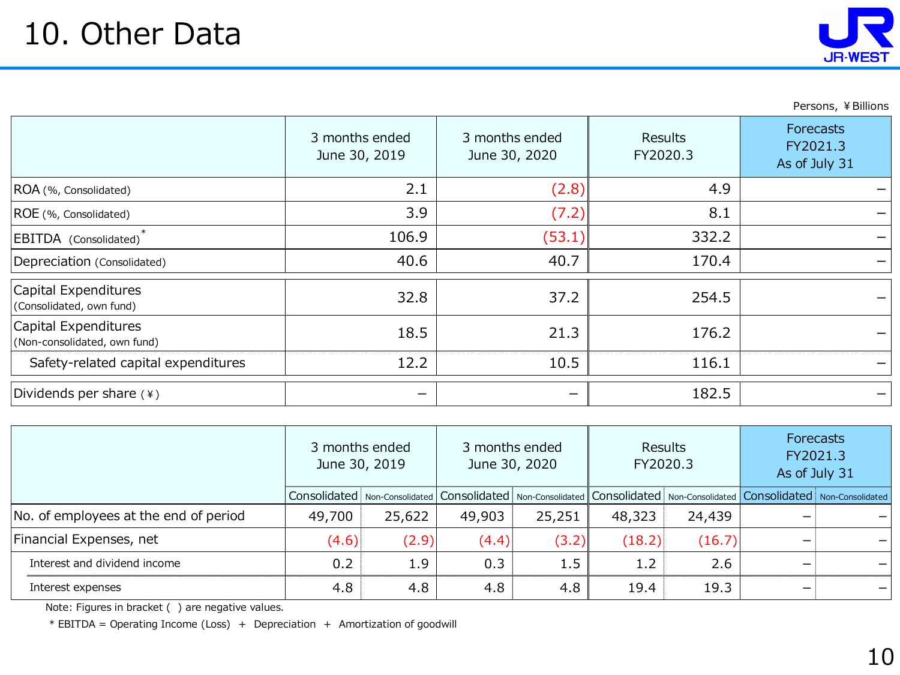# 10. Other Data

Persons, ¥Billions

| | 3 months ended June 30, 2019 | 3 months ended June 30, 2020 | Results FY2020.3 | Forecasts FY2021.3 As of July 31 |
|---|---|---|---|---|
| ROA (%, Consolidated) | 2.1 | (2.8) | 4.9 | – |
| ROE (%, Consolidated) | 3.9 | (7.2) | 8.1 | – |
| EBITDA (Consolidated)* | 106.9 | (53.1) | 332.2 | – |
| Depreciation (Consolidated) | 40.6 | 40.7 | 170.4 | – |
| Capital Expenditures (Consolidated, own fund) | 32.8 | 37.2 | 254.5 | – |
| Capital Expenditures (Non-consolidated, own fund) | 18.5 | 21.3 | 176.2 | – |
| Safety-related capital expenditures | 12.2 | 10.5 | 116.1 | – |
| Dividends per share (¥) | – | – | 182.5 | – |

| | 3 months ended June 30, 2019 | | 3 months ended June 30, 2020 | | Results FY2020.3 | | Forecasts FY2021.3 As of July 31 | |
|---|---|---|---|---|---|---|---|---|
| | Consolidated | Non-Consolidated | Consolidated | Non-Consolidated | Consolidated | Non-Consolidated | Consolidated | Non-Consolidated |
| No. of employees at the end of period | 49,700 | 25,622 | 49,903 | 25,251 | 48,323 | 24,439 | – | – |
| Financial Expenses, net | (4.6) | (2.9) | (4.4) | (3.2) | (18.2) | (16.7) | – | – |
| Interest and dividend income | 0.2 | 1.9 | 0.3 | 1.5 | 1.2 | 2.6 | – | – |
| Interest expenses | 4.8 | 4.8 | 4.8 | 4.8 | 19.4 | 19.3 | – | – |

Note: Figures in bracket ( ) are negative values.

* EBITDA = Operating Income (Loss) + Depreciation + Amortization of goodwill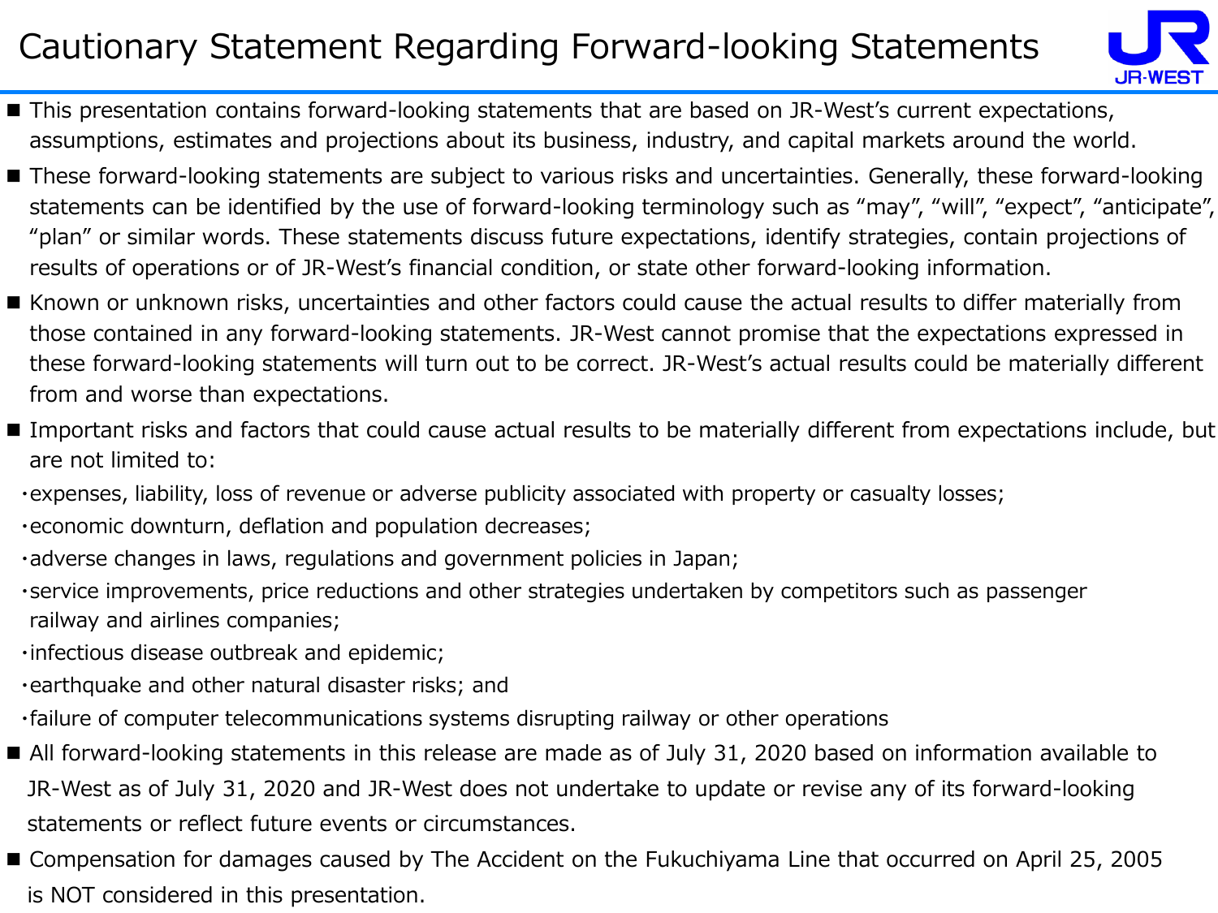# Cautionary Statement Regarding Forward-looking Statements

- This presentation contains forward-looking statements that are based on JR-West's current expectations, assumptions, estimates and projections about its business, industry, and capital markets around the world.
- These forward-looking statements are subject to various risks and uncertainties. Generally, these forward-looking statements can be identified by the use of forward-looking terminology such as "may", "will", "expect", "anticipate", "plan" or similar words. These statements discuss future expectations, identify strategies, contain projections of results of operations or of JR-West's financial condition, or state other forward-looking information.
- Known or unknown risks, uncertainties and other factors could cause the actual results to differ materially from those contained in any forward-looking statements. JR-West cannot promise that the expectations expressed in these forward-looking statements will turn out to be correct. JR-West's actual results could be materially different from and worse than expectations.
- Important risks and factors that could cause actual results to be materially different from expectations include, but are not limited to:
  - expenses, liability, loss of revenue or adverse publicity associated with property or casualty losses;
  - economic downturn, deflation and population decreases;
  - adverse changes in laws, regulations and government policies in Japan;
  - service improvements, price reductions and other strategies undertaken by competitors such as passenger railway and airlines companies;
  - infectious disease outbreak and epidemic;
  - earthquake and other natural disaster risks; and
  - failure of computer telecommunications systems disrupting railway or other operations
- All forward-looking statements in this release are made as of July 31, 2020 based on information available to JR-West as of July 31, 2020 and JR-West does not undertake to update or revise any of its forward-looking statements or reflect future events or circumstances.
- Compensation for damages caused by The Accident on the Fukuchiyama Line that occurred on April 25, 2005 is NOT considered in this presentation.